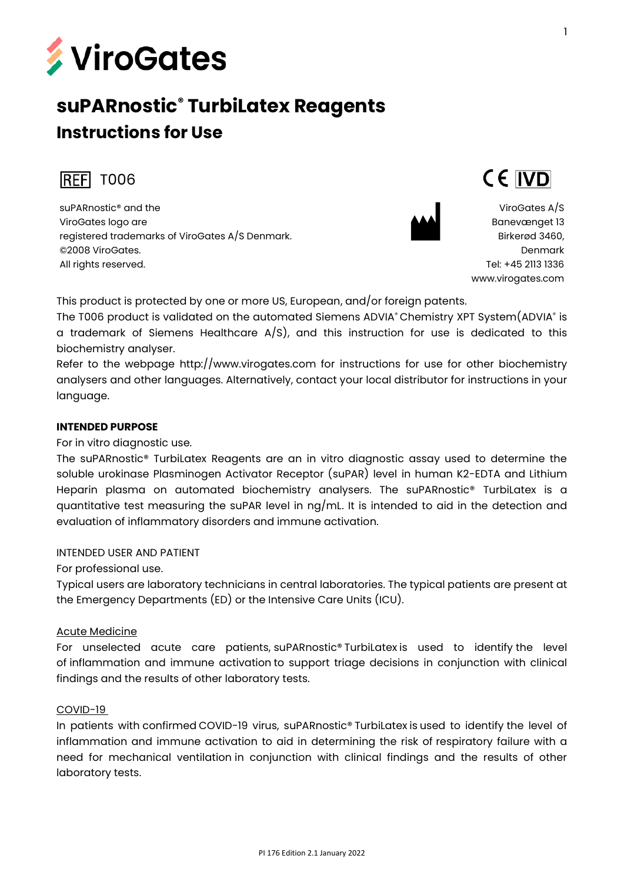ViroGates

# suPARnostic® TurbiLatex Reagents

## Instructions for Use

REF T006

CE IVD

suPARnostic® and the ViroGates logo are registered trademarks of ViroGates A/S Denmark. ©2008 ViroGates. All rights reserved.

ViroGates A/S
Banevænget 13
Birkerød 3460,
Denmark
Tel: +45 2113 1336
www.virogates.com

This product is protected by one or more US, European, and/or foreign patents.
The T006 product is validated on the automated Siemens ADVIA® Chemistry XPT System(ADVIA® is a trademark of Siemens Healthcare A/S), and this instruction for use is dedicated to this biochemistry analyser.
Refer to the webpage http://www.virogates.com for instructions for use for other biochemistry analysers and other languages. Alternatively, contact your local distributor for instructions in your language.

**INTENDED PURPOSE**

For in vitro diagnostic use.
The suPARnostic® TurbiLatex Reagents are an in vitro diagnostic assay used to determine the soluble urokinase Plasminogen Activator Receptor (suPAR) level in human K2-EDTA and Lithium Heparin plasma on automated biochemistry analysers. The suPARnostic® TurbiLatex is a quantitative test measuring the suPAR level in ng/mL. It is intended to aid in the detection and evaluation of inflammatory disorders and immune activation.

INTENDED USER AND PATIENT

For professional use.
Typical users are laboratory technicians in central laboratories. The typical patients are present at the Emergency Departments (ED) or the Intensive Care Units (ICU).

Acute Medicine

For unselected acute care patients, suPARnostic® TurbiLatex is used to identify the level of inflammation and immune activation to support triage decisions in conjunction with clinical findings and the results of other laboratory tests.

COVID-19

In patients with confirmed COVID-19 virus, suPARnostic® TurbiLatex is used to identify the level of inflammation and immune activation to aid in determining the risk of respiratory failure with a need for mechanical ventilation in conjunction with clinical findings and the results of other laboratory tests.

PI 176 Edition 2.1 January 2022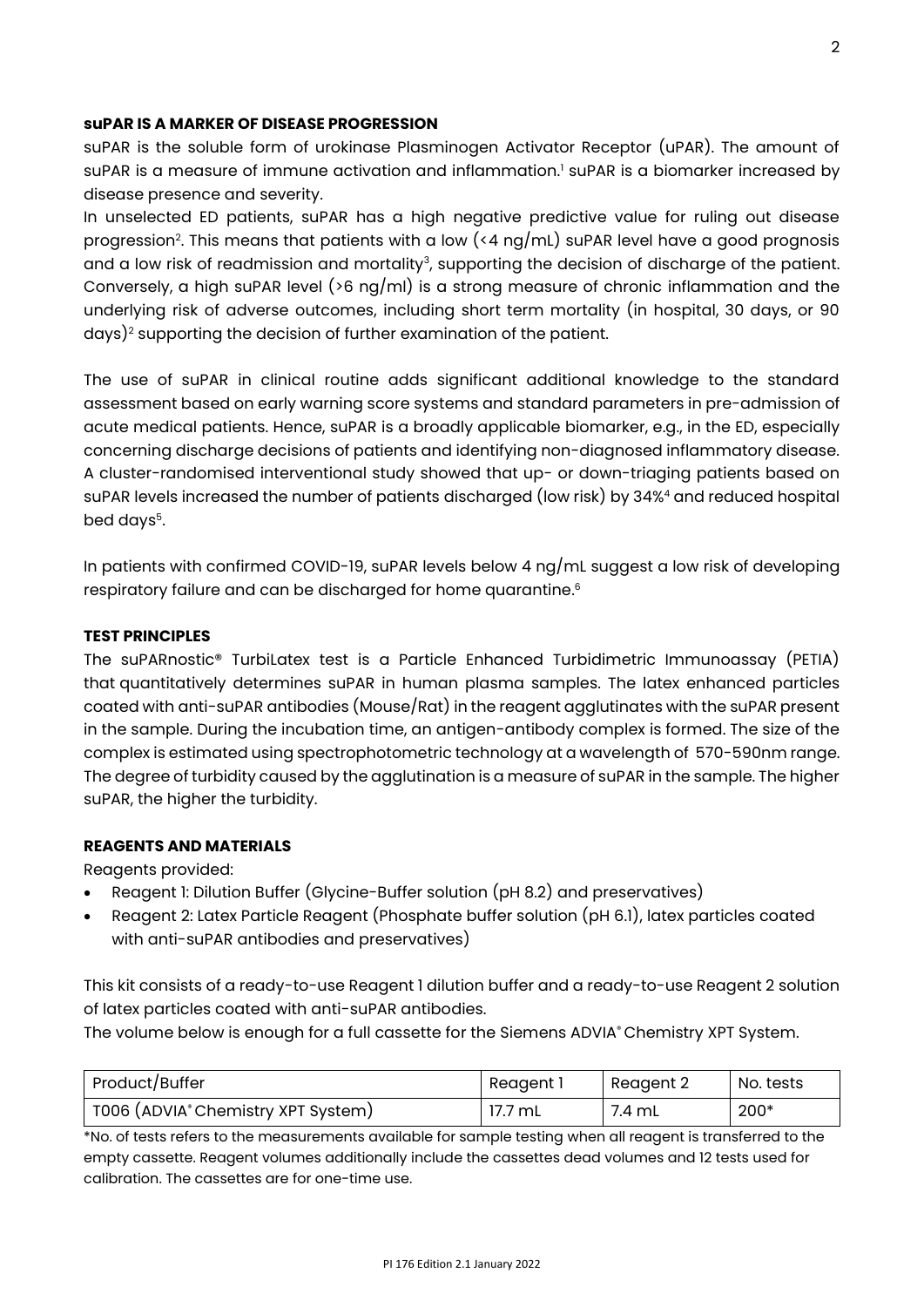## suPAR IS A MARKER OF DISEASE PROGRESSION

suPAR is the soluble form of urokinase Plasminogen Activator Receptor (uPAR). The amount of suPAR is a measure of immune activation and inflammation.[1] suPAR is a biomarker increased by disease presence and severity.

In unselected ED patients, suPAR has a high negative predictive value for ruling out disease progression[2]. This means that patients with a low (<4 ng/mL) suPAR level have a good prognosis and a low risk of readmission and mortality[3], supporting the decision of discharge of the patient. Conversely, a high suPAR level (>6 ng/ml) is a strong measure of chronic inflammation and the underlying risk of adverse outcomes, including short term mortality (in hospital, 30 days, or 90 days)[2] supporting the decision of further examination of the patient.

The use of suPAR in clinical routine adds significant additional knowledge to the standard assessment based on early warning score systems and standard parameters in pre-admission of acute medical patients. Hence, suPAR is a broadly applicable biomarker, e.g., in the ED, especially concerning discharge decisions of patients and identifying non-diagnosed inflammatory disease. A cluster-randomised interventional study showed that up- or down-triaging patients based on suPAR levels increased the number of patients discharged (low risk) by 34%[4] and reduced hospital bed days[5].

In patients with confirmed COVID-19, suPAR levels below 4 ng/mL suggest a low risk of developing respiratory failure and can be discharged for home quarantine.[6]

## TEST PRINCIPLES

The suPARnostic® TurbiLatex test is a Particle Enhanced Turbidimetric Immunoassay (PETIA) that quantitatively determines suPAR in human plasma samples. The latex enhanced particles coated with anti-suPAR antibodies (Mouse/Rat) in the reagent agglutinates with the suPAR present in the sample. During the incubation time, an antigen-antibody complex is formed. The size of the complex is estimated using spectrophotometric technology at a wavelength of 570-590nm range. The degree of turbidity caused by the agglutination is a measure of suPAR in the sample. The higher suPAR, the higher the turbidity.

## REAGENTS AND MATERIALS

Reagents provided:

- Reagent 1: Dilution Buffer (Glycine-Buffer solution (pH 8.2) and preservatives)
- Reagent 2: Latex Particle Reagent (Phosphate buffer solution (pH 6.1), latex particles coated with anti-suPAR antibodies and preservatives)

This kit consists of a ready-to-use Reagent 1 dilution buffer and a ready-to-use Reagent 2 solution of latex particles coated with anti-suPAR antibodies.

The volume below is enough for a full cassette for the Siemens ADVIA® Chemistry XPT System.

| Product/Buffer | Reagent 1 | Reagent 2 | No. tests |
|---|---|---|---|
| T006 (ADVIA® Chemistry XPT System) | 17.7 mL | 7.4 mL | 200* |

*No. of tests refers to the measurements available for sample testing when all reagent is transferred to the empty cassette. Reagent volumes additionally include the cassettes dead volumes and 12 tests used for calibration. The cassettes are for one-time use.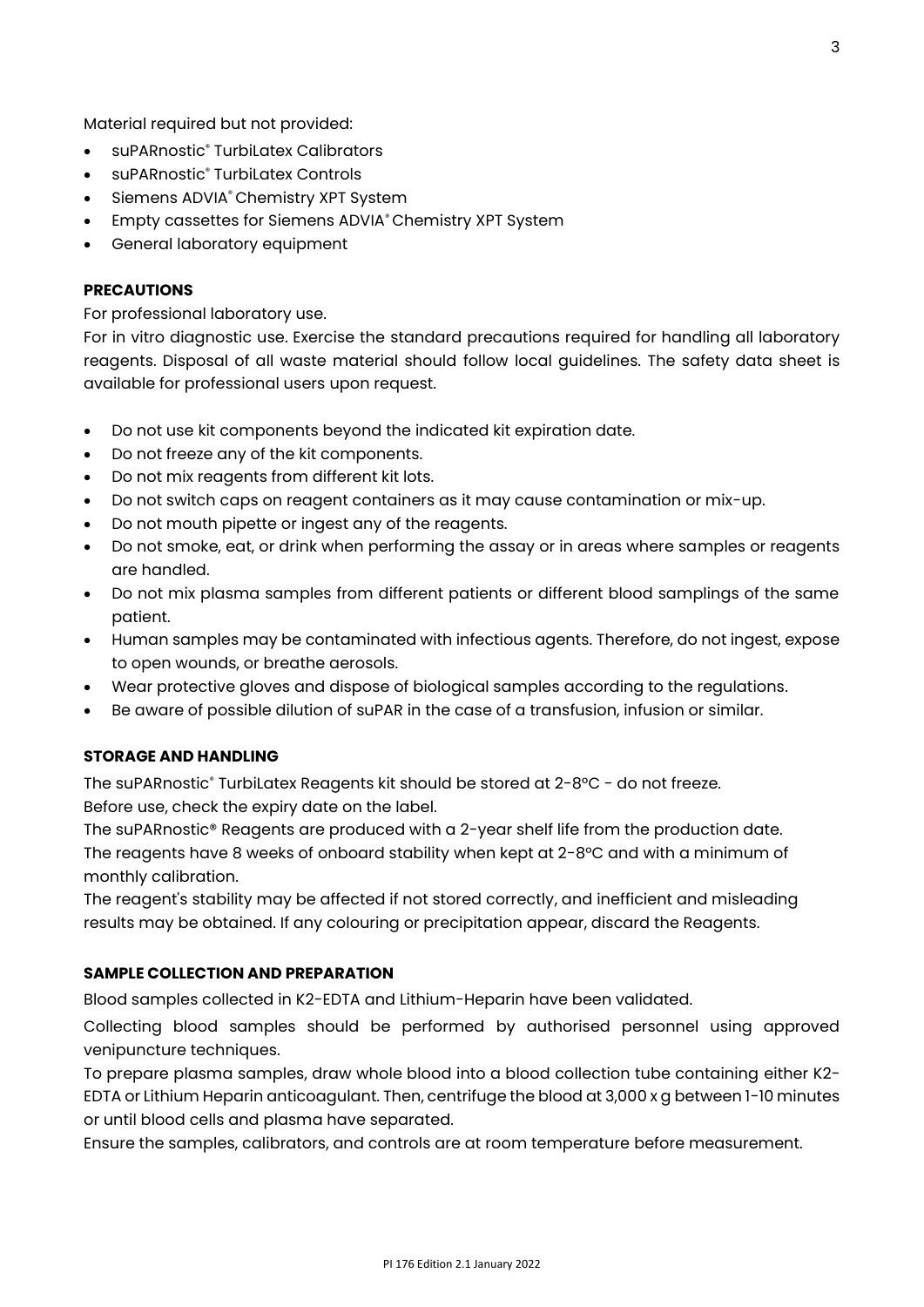Material required but not provided:

- suPARnostic® TurbiLatex Calibrators
- suPARnostic® TurbiLatex Controls
- Siemens ADVIA® Chemistry XPT System
- Empty cassettes for Siemens ADVIA® Chemistry XPT System
- General laboratory equipment

**PRECAUTIONS**

For professional laboratory use.

For in vitro diagnostic use. Exercise the standard precautions required for handling all laboratory reagents. Disposal of all waste material should follow local guidelines. The safety data sheet is available for professional users upon request.

- Do not use kit components beyond the indicated kit expiration date.
- Do not freeze any of the kit components.
- Do not mix reagents from different kit lots.
- Do not switch caps on reagent containers as it may cause contamination or mix-up.
- Do not mouth pipette or ingest any of the reagents.
- Do not smoke, eat, or drink when performing the assay or in areas where samples or reagents are handled.
- Do not mix plasma samples from different patients or different blood samplings of the same patient.
- Human samples may be contaminated with infectious agents. Therefore, do not ingest, expose to open wounds, or breathe aerosols.
- Wear protective gloves and dispose of biological samples according to the regulations.
- Be aware of possible dilution of suPAR in the case of a transfusion, infusion or similar.

**STORAGE AND HANDLING**

The suPARnostic® TurbiLatex Reagents kit should be stored at 2-8ºC - do not freeze.
Before use, check the expiry date on the label.
The suPARnostic® Reagents are produced with a 2-year shelf life from the production date.
The reagents have 8 weeks of onboard stability when kept at 2-8ºC and with a minimum of monthly calibration.
The reagent's stability may be affected if not stored correctly, and inefficient and misleading results may be obtained. If any colouring or precipitation appear, discard the Reagents.

**SAMPLE COLLECTION AND PREPARATION**

Blood samples collected in K2-EDTA and Lithium-Heparin have been validated.

Collecting blood samples should be performed by authorised personnel using approved venipuncture techniques.

To prepare plasma samples, draw whole blood into a blood collection tube containing either K2-EDTA or Lithium Heparin anticoagulant. Then, centrifuge the blood at 3,000 x g between 1-10 minutes or until blood cells and plasma have separated.

Ensure the samples, calibrators, and controls are at room temperature before measurement.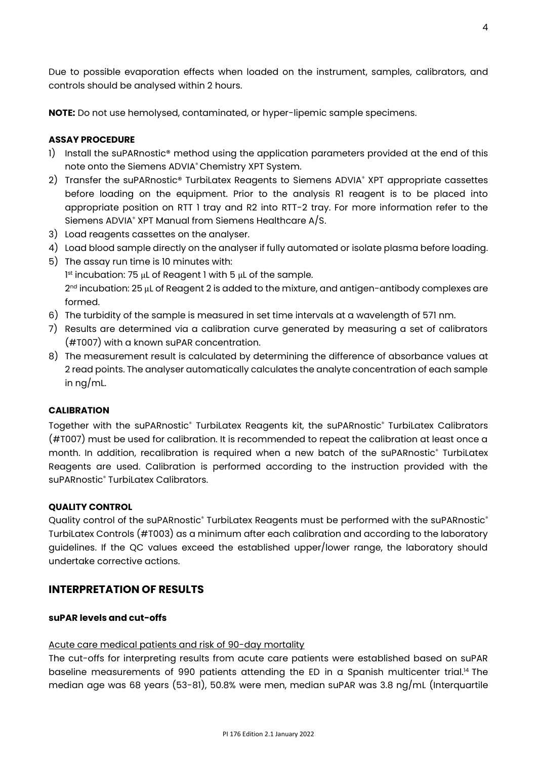Due to possible evaporation effects when loaded on the instrument, samples, calibrators, and controls should be analysed within 2 hours.

**NOTE:** Do not use hemolysed, contaminated, or hyper-lipemic sample specimens.

**ASSAY PROCEDURE**

1) Install the suPARnostic® method using the application parameters provided at the end of this note onto the Siemens ADVIA® Chemistry XPT System.
2) Transfer the suPARnostic® TurbiLatex Reagents to Siemens ADVIA® XPT appropriate cassettes before loading on the equipment. Prior to the analysis R1 reagent is to be placed into appropriate position on RTT 1 tray and R2 into RTT-2 tray. For more information refer to the Siemens ADVIA® XPT Manual from Siemens Healthcare A/S.
3) Load reagents cassettes on the analyser.
4) Load blood sample directly on the analyser if fully automated or isolate plasma before loading.
5) The assay run time is 10 minutes with:
   1st incubation: 75 µL of Reagent 1 with 5 µL of the sample.
   2nd incubation: 25 µL of Reagent 2 is added to the mixture, and antigen-antibody complexes are formed.
6) The turbidity of the sample is measured in set time intervals at a wavelength of 571 nm.
7) Results are determined via a calibration curve generated by measuring a set of calibrators (#T007) with a known suPAR concentration.
8) The measurement result is calculated by determining the difference of absorbance values at 2 read points. The analyser automatically calculates the analyte concentration of each sample in ng/mL.

**CALIBRATION**

Together with the suPARnostic® TurbiLatex Reagents kit, the suPARnostic® TurbiLatex Calibrators (#T007) must be used for calibration. It is recommended to repeat the calibration at least once a month. In addition, recalibration is required when a new batch of the suPARnostic® TurbiLatex Reagents are used. Calibration is performed according to the instruction provided with the suPARnostic® TurbiLatex Calibrators.

**QUALITY CONTROL**

Quality control of the suPARnostic® TurbiLatex Reagents must be performed with the suPARnostic® TurbiLatex Controls (#T003) as a minimum after each calibration and according to the laboratory guidelines. If the QC values exceed the established upper/lower range, the laboratory should undertake corrective actions.

## INTERPRETATION OF RESULTS

**suPAR levels and cut-offs**

Acute care medical patients and risk of 90-day mortality

The cut-offs for interpreting results from acute care patients were established based on suPAR baseline measurements of 990 patients attending the ED in a Spanish multicenter trial.[14] The median age was 68 years (53-81), 50.8% were men, median suPAR was 3.8 ng/mL (Interquartile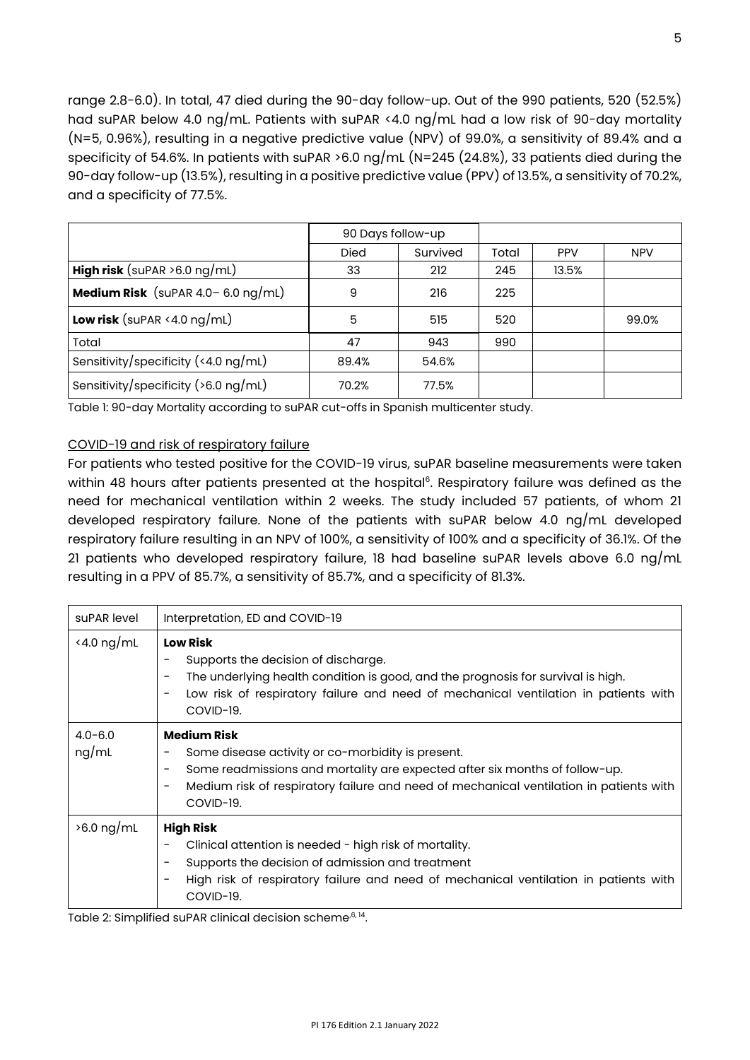range 2.8-6.0). In total, 47 died during the 90-day follow-up. Out of the 990 patients, 520 (52.5%) had suPAR below 4.0 ng/mL. Patients with suPAR <4.0 ng/mL had a low risk of 90-day mortality (N=5, 0.96%), resulting in a negative predictive value (NPV) of 99.0%, a sensitivity of 89.4% and a specificity of 54.6%. In patients with suPAR >6.0 ng/mL (N=245 (24.8%), 33 patients died during the 90-day follow-up (13.5%), resulting in a positive predictive value (PPV) of 13.5%, a sensitivity of 70.2%, and a specificity of 77.5%.

| | 90 Days follow-up | | | | |
|---|---|---|---|---|---|
| | Died | Survived | Total | PPV | NPV |
| **High risk** (suPAR >6.0 ng/mL) | 33 | 212 | 245 | 13.5% | |
| **Medium Risk** (suPAR 4.0– 6.0 ng/mL) | 9 | 216 | 225 | | |
| **Low risk** (suPAR <4.0 ng/mL) | 5 | 515 | 520 | | 99.0% |
| Total | 47 | 943 | 990 | | |
| Sensitivity/specificity (<4.0 ng/mL) | 89.4% | 54.6% | | | |
| Sensitivity/specificity (>6.0 ng/mL) | 70.2% | 77.5% | | | |

Table 1: 90-day Mortality according to suPAR cut-offs in Spanish multicenter study.

## COVID-19 and risk of respiratory failure

For patients who tested positive for the COVID-19 virus, suPAR baseline measurements were taken within 48 hours after patients presented at the hospital[6]. Respiratory failure was defined as the need for mechanical ventilation within 2 weeks. The study included 57 patients, of whom 21 developed respiratory failure. None of the patients with suPAR below 4.0 ng/mL developed respiratory failure resulting in an NPV of 100%, a sensitivity of 100% and a specificity of 36.1%. Of the 21 patients who developed respiratory failure, 18 had baseline suPAR levels above 6.0 ng/mL resulting in a PPV of 85.7%, a sensitivity of 85.7%, and a specificity of 81.3%.

| suPAR level | Interpretation, ED and COVID-19 |
|---|---|
| <4.0 ng/mL | **Low Risk**<br>- Supports the decision of discharge.<br>- The underlying health condition is good, and the prognosis for survival is high.<br>- Low risk of respiratory failure and need of mechanical ventilation in patients with COVID-19. |
| 4.0-6.0 ng/mL | **Medium Risk**<br>- Some disease activity or co-morbidity is present.<br>- Some readmissions and mortality are expected after six months of follow-up.<br>- Medium risk of respiratory failure and need of mechanical ventilation in patients with COVID-19. |
| >6.0 ng/mL | **High Risk**<br>- Clinical attention is needed - high risk of mortality.<br>- Supports the decision of admission and treatment<br>- High risk of respiratory failure and need of mechanical ventilation in patients with COVID-19. |

Table 2: Simplified suPAR clinical decision scheme[6, 14].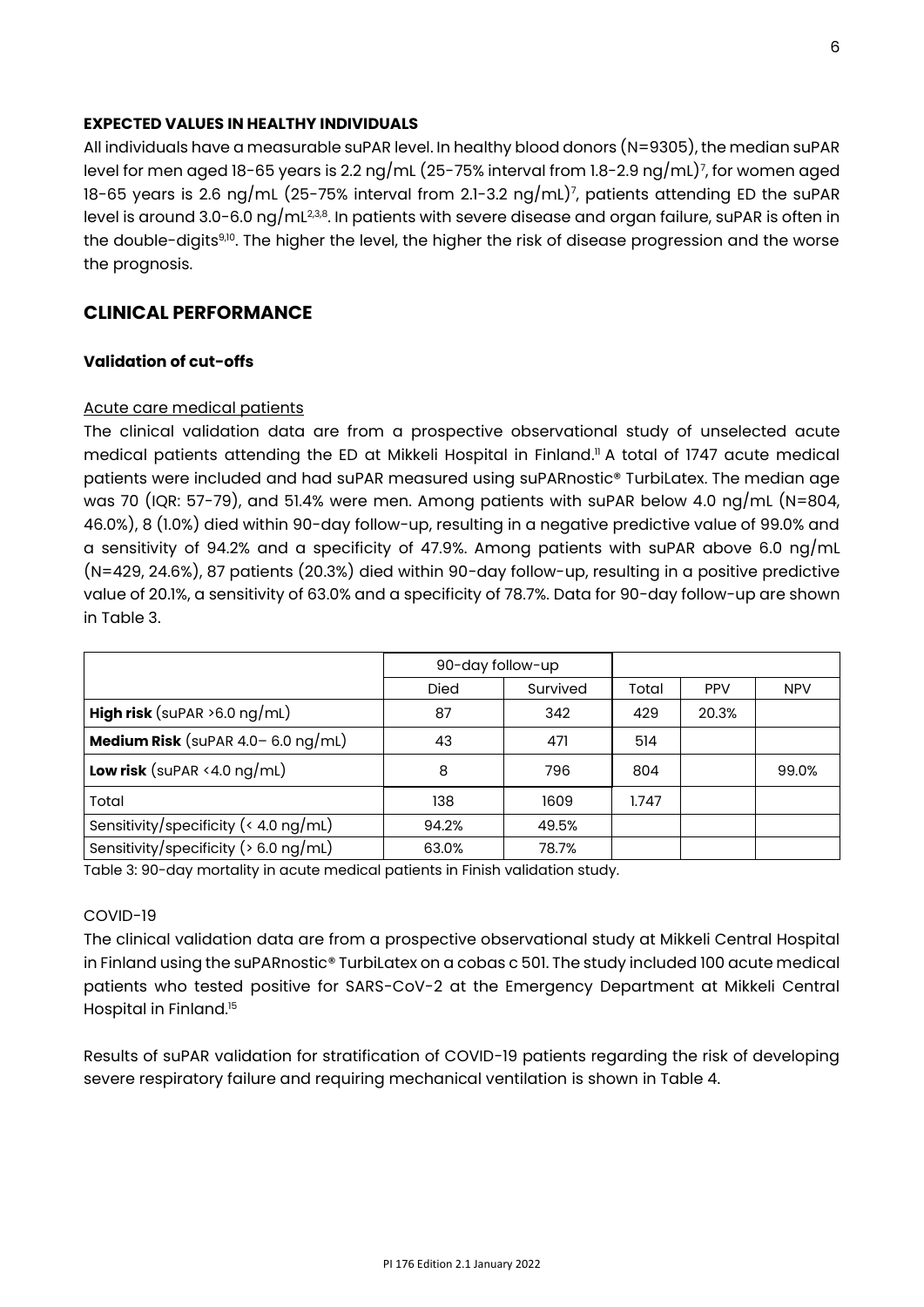## EXPECTED VALUES IN HEALTHY INDIVIDUALS

All individuals have a measurable suPAR level. In healthy blood donors (N=9305), the median suPAR level for men aged 18-65 years is 2.2 ng/mL (25-75% interval from 1.8-2.9 ng/mL)[7], for women aged 18-65 years is 2.6 ng/mL (25-75% interval from 2.1-3.2 ng/mL)[7], patients attending ED the suPAR level is around 3.0-6.0 ng/mL[2,3,8]. In patients with severe disease and organ failure, suPAR is often in the double-digits[9,10]. The higher the level, the higher the risk of disease progression and the worse the prognosis.

# CLINICAL PERFORMANCE

### Validation of cut-offs

Acute care medical patients

The clinical validation data are from a prospective observational study of unselected acute medical patients attending the ED at Mikkeli Hospital in Finland.[11] A total of 1747 acute medical patients were included and had suPAR measured using suPARnostic® TurbiLatex. The median age was 70 (IQR: 57-79), and 51.4% were men. Among patients with suPAR below 4.0 ng/mL (N=804, 46.0%), 8 (1.0%) died within 90-day follow-up, resulting in a negative predictive value of 99.0% and a sensitivity of 94.2% and a specificity of 47.9%. Among patients with suPAR above 6.0 ng/mL (N=429, 24.6%), 87 patients (20.3%) died within 90-day follow-up, resulting in a positive predictive value of 20.1%, a sensitivity of 63.0% and a specificity of 78.7%. Data for 90-day follow-up are shown in Table 3.

| | 90-day follow-up | | | | |
|---|---|---|---|---|---|
| | Died | Survived | Total | PPV | NPV |
| **High risk** (suPAR >6.0 ng/mL) | 87 | 342 | 429 | 20.3% | |
| **Medium Risk** (suPAR 4.0– 6.0 ng/mL) | 43 | 471 | 514 | | |
| **Low risk** (suPAR <4.0 ng/mL) | 8 | 796 | 804 | | 99.0% |
| Total | 138 | 1609 | 1.747 | | |
| Sensitivity/specificity (< 4.0 ng/mL) | 94.2% | 49.5% | | | |
| Sensitivity/specificity (> 6.0 ng/mL) | 63.0% | 78.7% | | | |

Table 3: 90-day mortality in acute medical patients in Finish validation study.

COVID-19

The clinical validation data are from a prospective observational study at Mikkeli Central Hospital in Finland using the suPARnostic® TurbiLatex on a cobas c 501. The study included 100 acute medical patients who tested positive for SARS-CoV-2 at the Emergency Department at Mikkeli Central Hospital in Finland.[15]

Results of suPAR validation for stratification of COVID-19 patients regarding the risk of developing severe respiratory failure and requiring mechanical ventilation is shown in Table 4.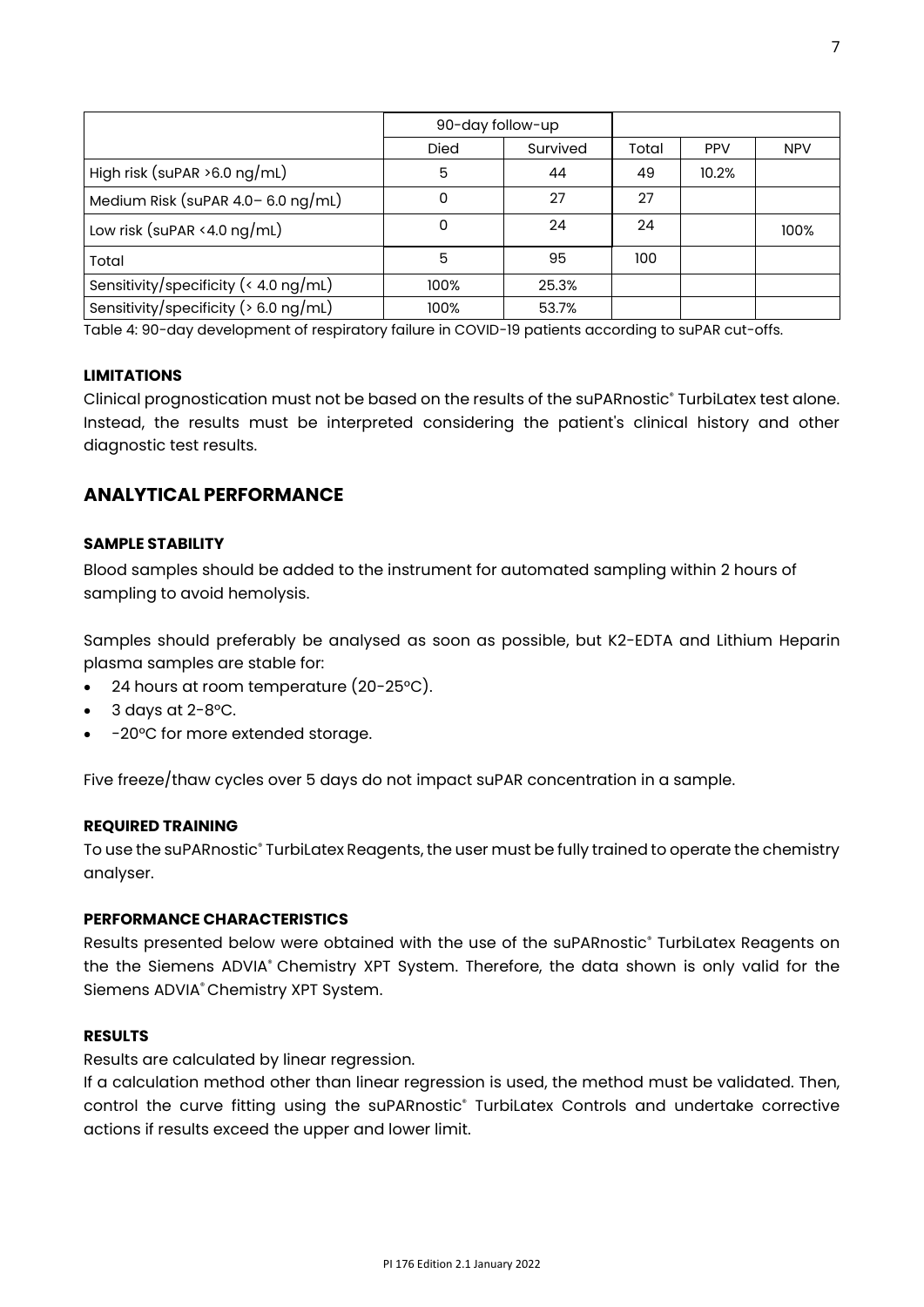| | 90-day follow-up | | | | |
|---|---|---|---|---|---|
| | Died | Survived | Total | PPV | NPV |
| High risk (suPAR >6.0 ng/mL) | 5 | 44 | 49 | 10.2% | |
| Medium Risk (suPAR 4.0– 6.0 ng/mL) | 0 | 27 | 27 | | |
| Low risk (suPAR <4.0 ng/mL) | 0 | 24 | 24 | | 100% |
| Total | 5 | 95 | 100 | | |
| Sensitivity/specificity (< 4.0 ng/mL) | 100% | 25.3% | | | |
| Sensitivity/specificity (> 6.0 ng/mL) | 100% | 53.7% | | | |

Table 4: 90-day development of respiratory failure in COVID-19 patients according to suPAR cut-offs.

### LIMITATIONS

Clinical prognostication must not be based on the results of the suPARnostic® TurbiLatex test alone. Instead, the results must be interpreted considering the patient's clinical history and other diagnostic test results.

## ANALYTICAL PERFORMANCE

### SAMPLE STABILITY

Blood samples should be added to the instrument for automated sampling within 2 hours of sampling to avoid hemolysis.

Samples should preferably be analysed as soon as possible, but K2-EDTA and Lithium Heparin plasma samples are stable for:

- 24 hours at room temperature (20-25°C).
- 3 days at 2-8°C.
- -20°C for more extended storage.

Five freeze/thaw cycles over 5 days do not impact suPAR concentration in a sample.

### REQUIRED TRAINING

To use the suPARnostic® TurbiLatex Reagents, the user must be fully trained to operate the chemistry analyser.

### PERFORMANCE CHARACTERISTICS

Results presented below were obtained with the use of the suPARnostic® TurbiLatex Reagents on the the Siemens ADVIA® Chemistry XPT System. Therefore, the data shown is only valid for the Siemens ADVIA® Chemistry XPT System.

### RESULTS

Results are calculated by linear regression.

If a calculation method other than linear regression is used, the method must be validated. Then, control the curve fitting using the suPARnostic® TurbiLatex Controls and undertake corrective actions if results exceed the upper and lower limit.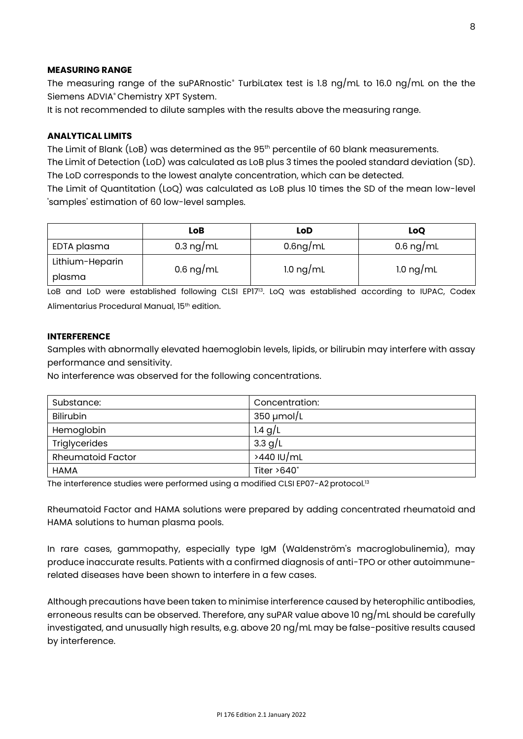**MEASURING RANGE**

The measuring range of the suPARnostic® TurbiLatex test is 1.8 ng/mL to 16.0 ng/mL on the the Siemens ADVIA® Chemistry XPT System.

It is not recommended to dilute samples with the results above the measuring range.

**ANALYTICAL LIMITS**

The Limit of Blank (LoB) was determined as the 95th percentile of 60 blank measurements.

The Limit of Detection (LoD) was calculated as LoB plus 3 times the pooled standard deviation (SD). The LoD corresponds to the lowest analyte concentration, which can be detected.

The Limit of Quantitation (LoQ) was calculated as LoB plus 10 times the SD of the mean low-level 'samples' estimation of 60 low-level samples.

| | **LoB** | **LoD** | **LoQ** |
|---|---|---|---|
| EDTA plasma | 0.3 ng/mL | 0.6ng/mL | 0.6 ng/mL |
| Lithium-Heparin plasma | 0.6 ng/mL | 1.0 ng/mL | 1.0 ng/mL |

LoB and LoD were established following CLSI EP17[13]. LoQ was established according to IUPAC, Codex Alimentarius Procedural Manual, 15th edition.

**INTERFERENCE**

Samples with abnormally elevated haemoglobin levels, lipids, or bilirubin may interfere with assay performance and sensitivity.

No interference was observed for the following concentrations.

| Substance: | Concentration: |
|---|---|
| Bilirubin | 350 µmol/L |
| Hemoglobin | 1.4 g/L |
| Triglycerides | 3.3 g/L |
| Rheumatoid Factor | >440 IU/mL |
| HAMA | Titer >640* |

The interference studies were performed using a modified CLSI EP07-A2 protocol.[13]

Rheumatoid Factor and HAMA solutions were prepared by adding concentrated rheumatoid and HAMA solutions to human plasma pools.

In rare cases, gammopathy, especially type IgM (Waldenström's macroglobulinemia), may produce inaccurate results. Patients with a confirmed diagnosis of anti-TPO or other autoimmune-related diseases have been shown to interfere in a few cases.

Although precautions have been taken to minimise interference caused by heterophilic antibodies, erroneous results can be observed. Therefore, any suPAR value above 10 ng/mL should be carefully investigated, and unusually high results, e.g. above 20 ng/mL may be false-positive results caused by interference.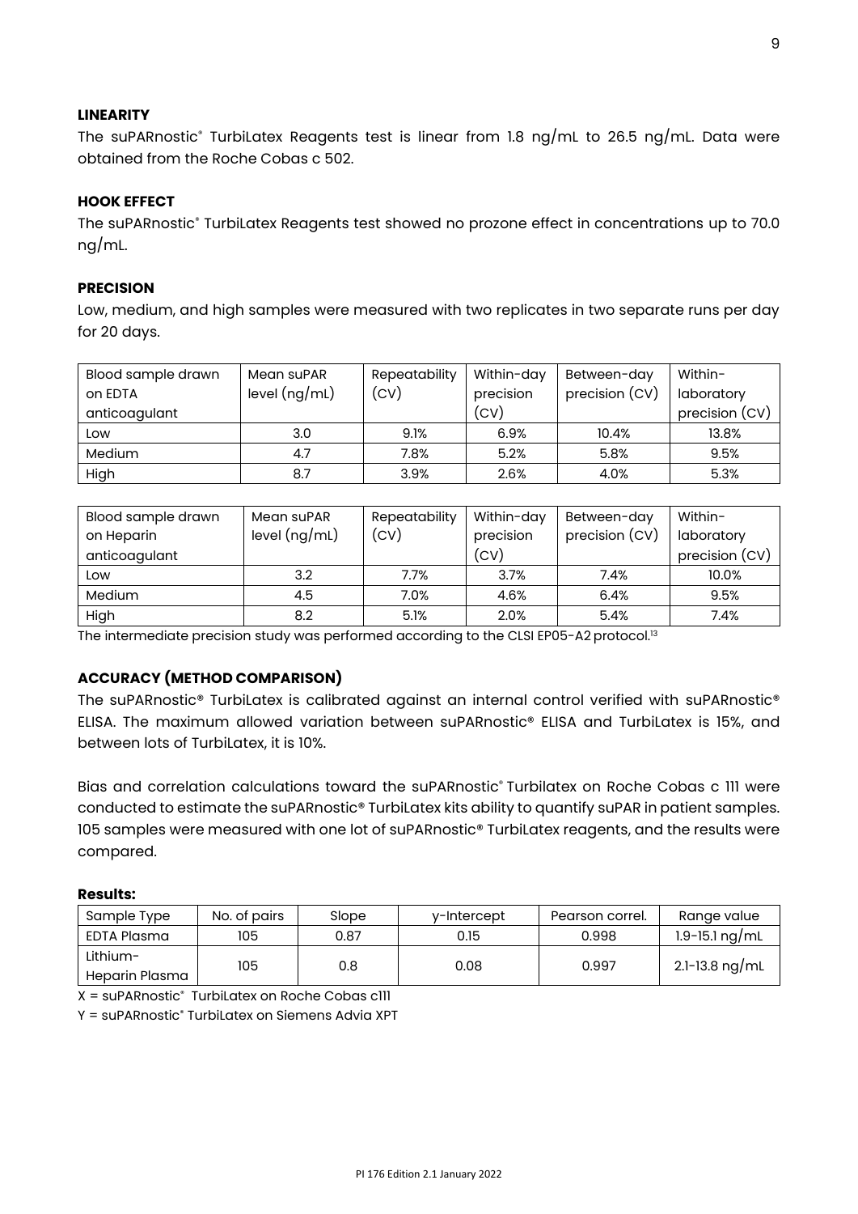### LINEARITY

The suPARnostic® TurbiLatex Reagents test is linear from 1.8 ng/mL to 26.5 ng/mL. Data were obtained from the Roche Cobas c 502.

### HOOK EFFECT

The suPARnostic® TurbiLatex Reagents test showed no prozone effect in concentrations up to 70.0 ng/mL.

### PRECISION

Low, medium, and high samples were measured with two replicates in two separate runs per day for 20 days.

| Blood sample drawn on EDTA anticoagulant | Mean suPAR level (ng/mL) | Repeatability (CV) | Within-day precision (CV) | Between-day precision (CV) | Within-laboratory precision (CV) |
|---|---|---|---|---|---|
| Low | 3.0 | 9.1% | 6.9% | 10.4% | 13.8% |
| Medium | 4.7 | 7.8% | 5.2% | 5.8% | 9.5% |
| High | 8.7 | 3.9% | 2.6% | 4.0% | 5.3% |

| Blood sample drawn on Heparin anticoagulant | Mean suPAR level (ng/mL) | Repeatability (CV) | Within-day precision (CV) | Between-day precision (CV) | Within-laboratory precision (CV) |
|---|---|---|---|---|---|
| Low | 3.2 | 7.7% | 3.7% | 7.4% | 10.0% |
| Medium | 4.5 | 7.0% | 4.6% | 6.4% | 9.5% |
| High | 8.2 | 5.1% | 2.0% | 5.4% | 7.4% |

The intermediate precision study was performed according to the CLSI EP05-A2 protocol.[13]

### ACCURACY (METHOD COMPARISON)

The suPARnostic® TurbiLatex is calibrated against an internal control verified with suPARnostic® ELISA. The maximum allowed variation between suPARnostic® ELISA and TurbiLatex is 15%, and between lots of TurbiLatex, it is 10%.

Bias and correlation calculations toward the suPARnostic® Turbilatex on Roche Cobas c 111 were conducted to estimate the suPARnostic® TurbiLatex kits ability to quantify suPAR in patient samples. 105 samples were measured with one lot of suPARnostic® TurbiLatex reagents, and the results were compared.

**Results:**

| Sample Type | No. of pairs | Slope | y-Intercept | Pearson correl. | Range value |
|---|---|---|---|---|---|
| EDTA Plasma | 105 | 0.87 | 0.15 | 0.998 | 1.9-15.1 ng/mL |
| Lithium-Heparin Plasma | 105 | 0.8 | 0.08 | 0.997 | 2.1-13.8 ng/mL |

X = suPARnostic® TurbiLatex on Roche Cobas c111

Y = suPARnostic® TurbiLatex on Siemens Advia XPT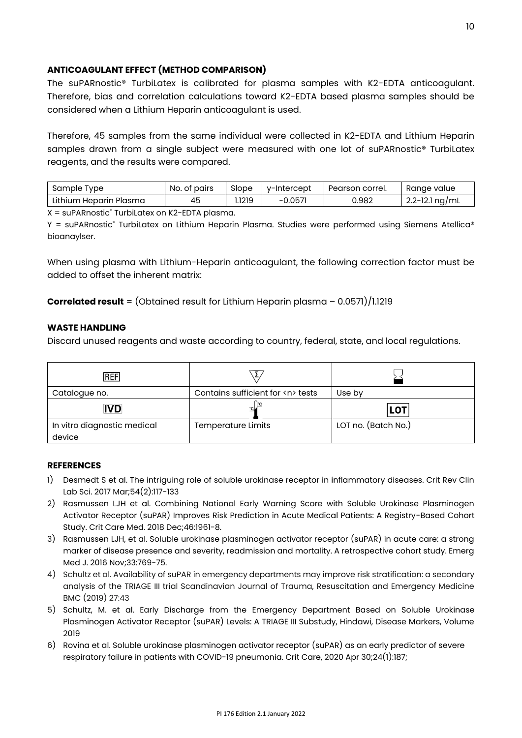### ANTICOAGULANT EFFECT (METHOD COMPARISON)

The suPARnostic® TurbiLatex is calibrated for plasma samples with K2-EDTA anticoagulant. Therefore, bias and correlation calculations toward K2-EDTA based plasma samples should be considered when a Lithium Heparin anticoagulant is used.

Therefore, 45 samples from the same individual were collected in K2-EDTA and Lithium Heparin samples drawn from a single subject were measured with one lot of suPARnostic® TurbiLatex reagents, and the results were compared.

| Sample Type | No. of pairs | Slope | y-Intercept | Pearson correl. | Range value |
|---|---|---|---|---|---|
| Lithium Heparin Plasma | 45 | 1.1219 | −0.0571 | 0.982 | 2.2-12.1 ng/mL |

X = suPARnostic® TurbiLatex on K2-EDTA plasma.

Y = suPARnostic® TurbiLatex on Lithium Heparin Plasma. Studies were performed using Siemens Atellica® bioanaylser.

When using plasma with Lithium-Heparin anticoagulant, the following correction factor must be added to offset the inherent matrix:

**Correlated result** = (Obtained result for Lithium Heparin plasma – 0.0571)/1.1219

### WASTE HANDLING

Discard unused reagents and waste according to country, federal, state, and local regulations.

| REF | Σ | ⌛ |
|---|---|---|
| Catalogue no. | Contains sufficient for <n> tests | Use by |
| IVD | 🌡 | LOT |
| In vitro diagnostic medical device | Temperature Limits | LOT no. (Batch No.) |

### REFERENCES

1) Desmedt S et al. The intriguing role of soluble urokinase receptor in inflammatory diseases. Crit Rev Clin Lab Sci. 2017 Mar;54(2):117-133
2) Rasmussen LJH et al. Combining National Early Warning Score with Soluble Urokinase Plasminogen Activator Receptor (suPAR) Improves Risk Prediction in Acute Medical Patients: A Registry-Based Cohort Study. Crit Care Med. 2018 Dec;46:1961-8.
3) Rasmussen LJH, et al. Soluble urokinase plasminogen activator receptor (suPAR) in acute care: a strong marker of disease presence and severity, readmission and mortality. A retrospective cohort study. Emerg Med J. 2016 Nov;33:769-75.
4) Schultz et al. Availability of suPAR in emergency departments may improve risk stratification: a secondary analysis of the TRIAGE III trial Scandinavian Journal of Trauma, Resuscitation and Emergency Medicine BMC (2019) 27:43
5) Schultz, M. et al. Early Discharge from the Emergency Department Based on Soluble Urokinase Plasminogen Activator Receptor (suPAR) Levels: A TRIAGE III Substudy, Hindawi, Disease Markers, Volume 2019
6) Rovina et al. Soluble urokinase plasminogen activator receptor (suPAR) as an early predictor of severe respiratory failure in patients with COVID-19 pneumonia. Crit Care, 2020 Apr 30;24(1):187;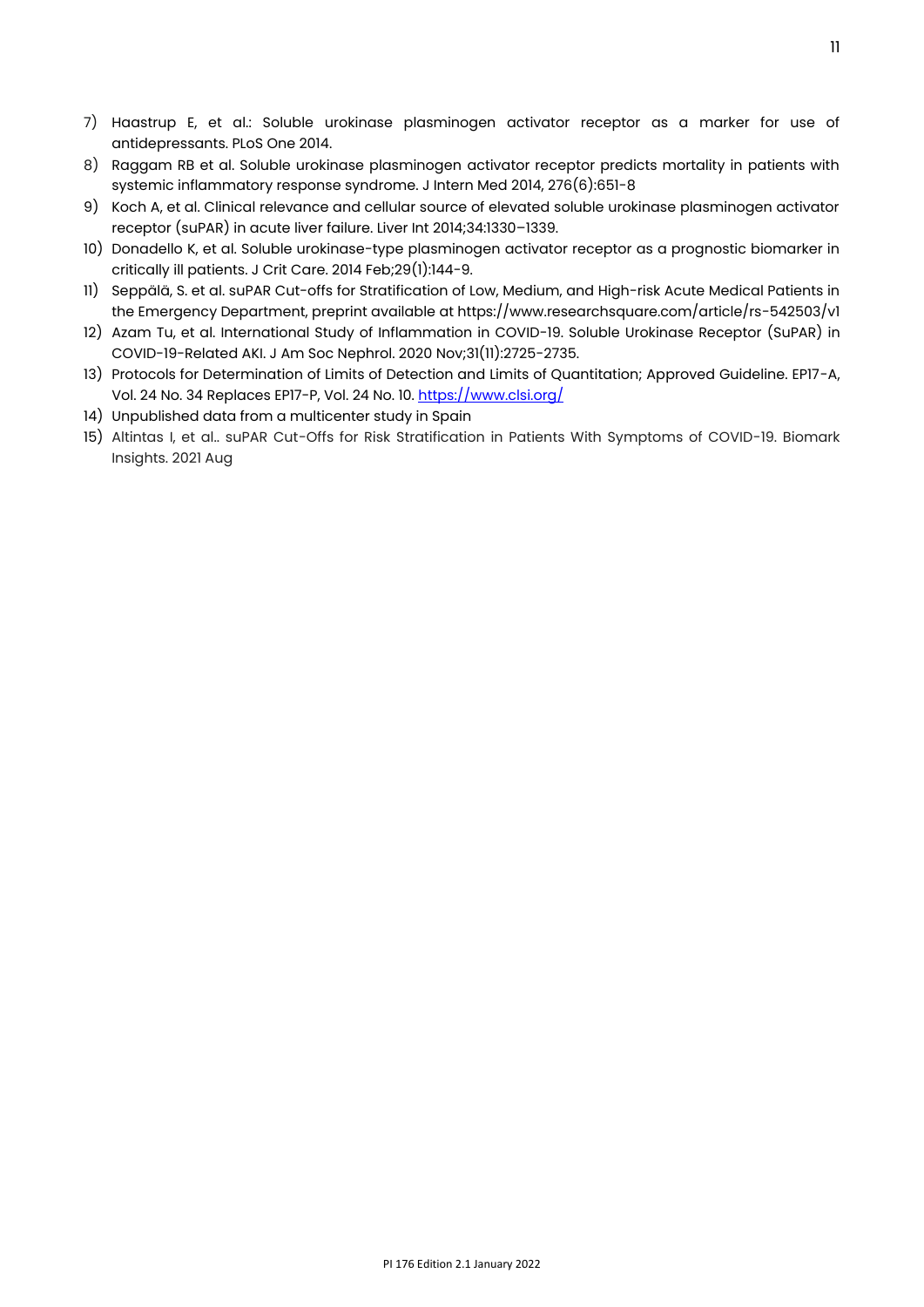7) Haastrup E, et al.: Soluble urokinase plasminogen activator receptor as a marker for use of antidepressants. PLoS One 2014.
8) Raggam RB et al. Soluble urokinase plasminogen activator receptor predicts mortality in patients with systemic inflammatory response syndrome. J Intern Med 2014, 276(6):651-8
9) Koch A, et al. Clinical relevance and cellular source of elevated soluble urokinase plasminogen activator receptor (suPAR) in acute liver failure. Liver Int 2014;34:1330–1339.
10) Donadello K, et al. Soluble urokinase-type plasminogen activator receptor as a prognostic biomarker in critically ill patients. J Crit Care. 2014 Feb;29(1):144-9.
11) Seppälä, S. et al. suPAR Cut-offs for Stratification of Low, Medium, and High-risk Acute Medical Patients in the Emergency Department, preprint available at https://www.researchsquare.com/article/rs-542503/v1
12) Azam Tu, et al. International Study of Inflammation in COVID-19. Soluble Urokinase Receptor (SuPAR) in COVID-19-Related AKI. J Am Soc Nephrol. 2020 Nov;31(11):2725-2735.
13) Protocols for Determination of Limits of Detection and Limits of Quantitation; Approved Guideline. EP17-A, Vol. 24 No. 34 Replaces EP17-P, Vol. 24 No. 10. https://www.clsi.org/
14) Unpublished data from a multicenter study in Spain
15) Altintas I, et al.. suPAR Cut-Offs for Risk Stratification in Patients With Symptoms of COVID-19. Biomark Insights. 2021 Aug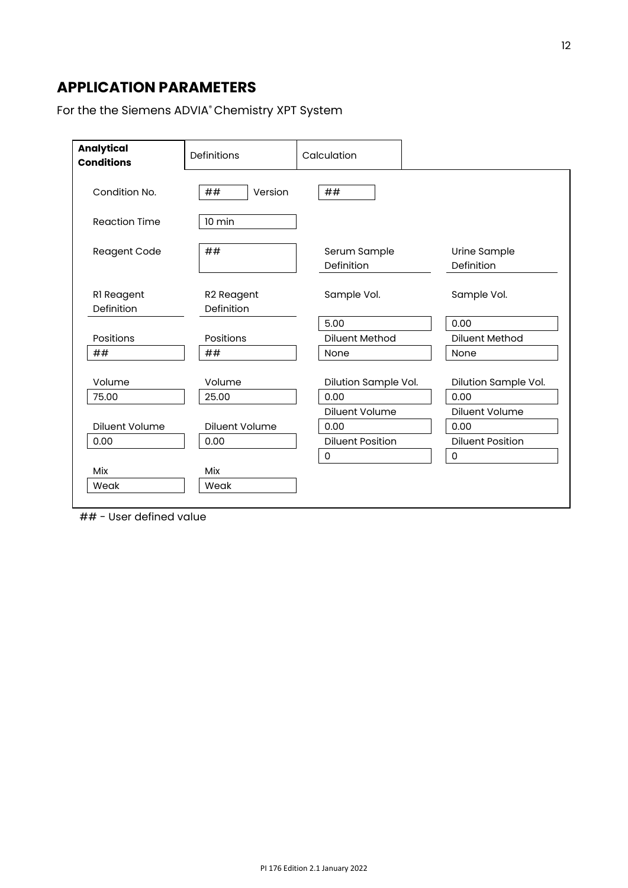## APPLICATION PARAMETERS

For the the Siemens ADVIA® Chemistry XPT System

| **Analytical Conditions** | Definitions | Calculation | |
|---|---|---|---|
| Condition No. | ## Version | ## | |
| Reaction Time | 10 min | | |
| Reagent Code | ## | Serum Sample Definition | Urine Sample Definition |
| R1 Reagent Definition | R2 Reagent Definition | Sample Vol. | Sample Vol. |
| | | 5.00 | 0.00 |
| Positions | Positions | Diluent Method | Diluent Method |
| ## | ## | None | None |
| Volume | Volume | Dilution Sample Vol. | Dilution Sample Vol. |
| 75.00 | 25.00 | 0.00 | 0.00 |
| | | Diluent Volume | Diluent Volume |
| Diluent Volume | Diluent Volume | 0.00 | 0.00 |
| 0.00 | 0.00 | Diluent Position | Diluent Position |
| | | 0 | 0 |
| Mix | Mix | | |
| Weak | Weak | | |

## - User defined value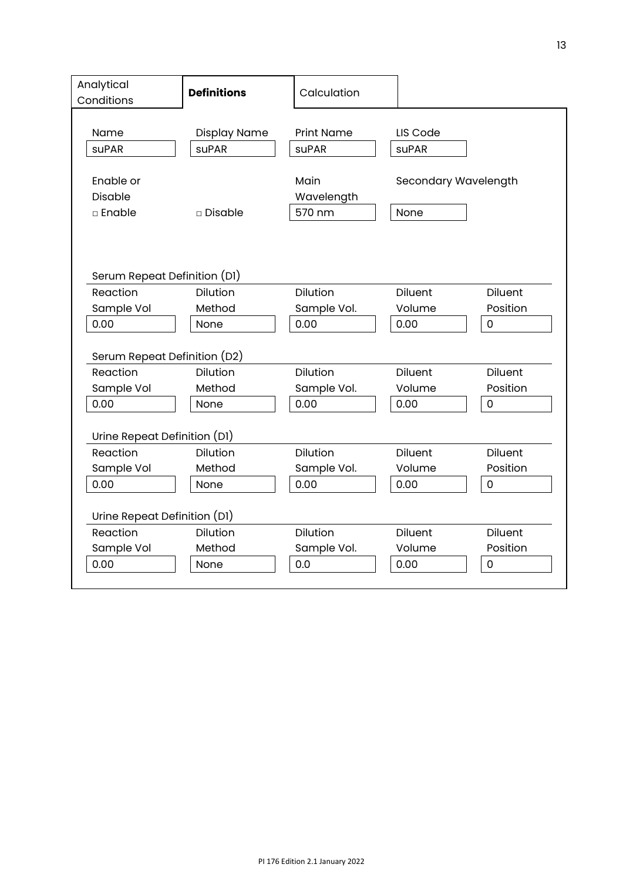| Analytical Conditions | **Definitions** | Calculation |
|---|---|---|

| Name | Display Name | Print Name | LIS Code |
|---|---|---|---|
| suPAR | suPAR | suPAR | suPAR |

| Enable or Disable | | Main Wavelength | Secondary Wavelength |
|---|---|---|---|
| □ Enable | □ Disable | 570 nm | None |

Serum Repeat Definition (D1)

| Reaction Sample Vol | Dilution Method | Dilution Sample Vol. | Diluent Volume | Diluent Position |
|---|---|---|---|---|
| 0.00 | None | 0.00 | 0.00 | 0 |

Serum Repeat Definition (D2)

| Reaction Sample Vol | Dilution Method | Dilution Sample Vol. | Diluent Volume | Diluent Position |
|---|---|---|---|---|
| 0.00 | None | 0.00 | 0.00 | 0 |

Urine Repeat Definition (D1)

| Reaction Sample Vol | Dilution Method | Dilution Sample Vol. | Diluent Volume | Diluent Position |
|---|---|---|---|---|
| 0.00 | None | 0.00 | 0.00 | 0 |

Urine Repeat Definition (D1)

| Reaction Sample Vol | Dilution Method | Dilution Sample Vol. | Diluent Volume | Diluent Position |
|---|---|---|---|---|
| 0.00 | None | 0.0 | 0.00 | 0 |

PI 176 Edition 2.1 January 2022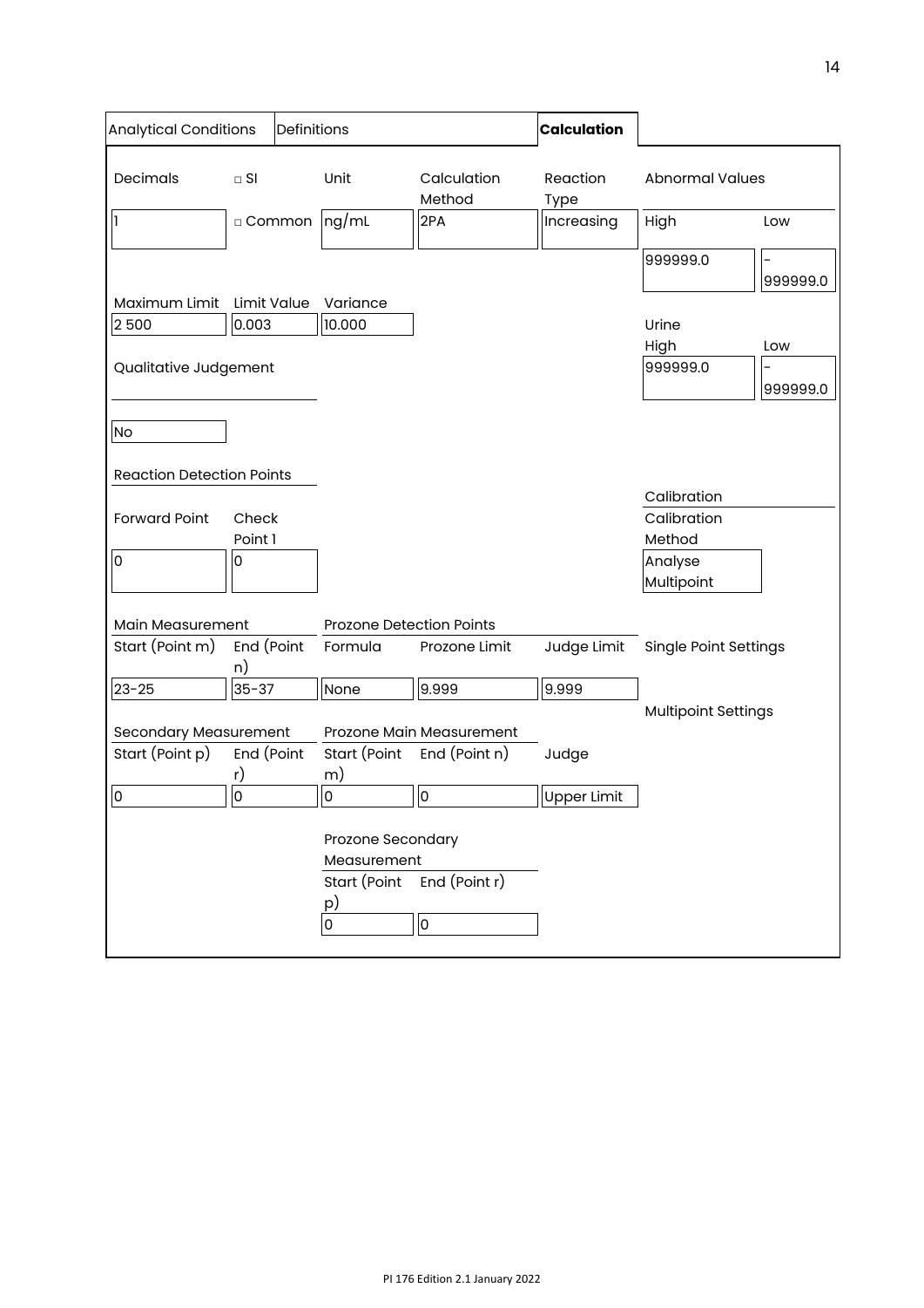| Analytical Conditions | Definitions | **Calculation** |
|---|---|---|

| Decimals | □ SI | Unit | Calculation Method | Reaction Type |
|---|---|---|---|---|
| 1 | □ Common | ng/mL | 2PA | Increasing |

**Abnormal Values**

| High | Low |
|---|---|
| 999999.0 | -999999.0 |

| Maximum Limit | Limit Value | Variance |
|---|---|---|
| 2 500 | 0.003 | 10.000 |

**Urine**

| High | Low |
|---|---|
| 999999.0 | -999999.0 |

**Qualitative Judgement**

No

**Reaction Detection Points**

| Forward Point | Check Point 1 |
|---|---|
| 0 | 0 |

**Calibration**

| Calibration Method |
|---|
| Analyse Multipoint |

**Main Measurement**

| Start (Point m) | End (Point n) |
|---|---|
| 23-25 | 35-37 |

**Prozone Detection Points**

| Formula | Prozone Limit | Judge Limit |
|---|---|---|
| None | 9.999 | 9.999 |

Single Point Settings

Multipoint Settings

**Secondary Measurement**

| Start (Point p) | End (Point r) |
|---|---|
| 0 | 0 |

**Prozone Main Measurement**

| Start (Point m) | End (Point n) | Judge |
|---|---|---|
| 0 | 0 | Upper Limit |

**Prozone Secondary Measurement**

| Start (Point p) | End (Point r) |
|---|---|
| 0 | 0 |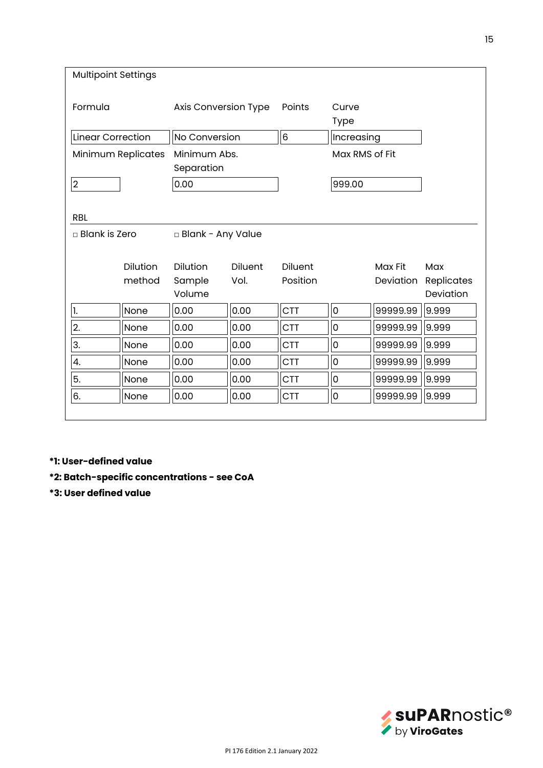Multipoint Settings

| Formula | Axis Conversion Type | Points | Curve Type |
|---|---|---|---|
| Linear Correction | No Conversion | 6 | Increasing |

| Minimum Replicates | Minimum Abs. Separation | Max RMS of Fit |
|---|---|---|
| 2 | 0.00 | 999.00 |

RBL

□ Blank is Zero    □ Blank - Any Value

| | Dilution method | Dilution Sample Volume | Diluent Vol. | Diluent Position | | Max Fit Deviation | Max Replicates Deviation |
|---|---|---|---|---|---|---|---|
| 1. | None | 0.00 | 0.00 | CTT | 0 | 99999.99 | 9.999 |
| 2. | None | 0.00 | 0.00 | CTT | 0 | 99999.99 | 9.999 |
| 3. | None | 0.00 | 0.00 | CTT | 0 | 99999.99 | 9.999 |
| 4. | None | 0.00 | 0.00 | CTT | 0 | 99999.99 | 9.999 |
| 5. | None | 0.00 | 0.00 | CTT | 0 | 99999.99 | 9.999 |
| 6. | None | 0.00 | 0.00 | CTT | 0 | 99999.99 | 9.999 |

**\*1: User-defined value**

**\*2: Batch-specific concentrations - see CoA**

**\*3: User defined value**

suPARnostic® by ViroGates

PI 176 Edition 2.1 January 2022